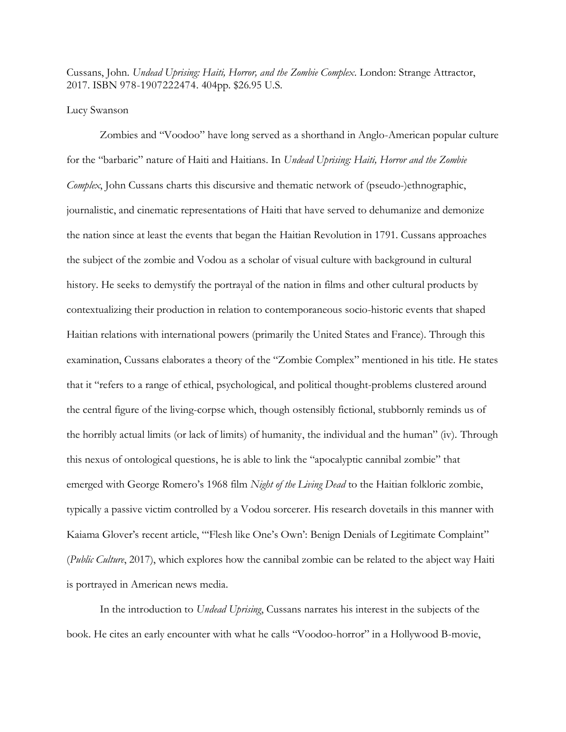Cussans, John. *Undead Uprising: Haiti, Horror, and the Zombie Complex*. London: Strange Attractor, 2017. ISBN 978-1907222474. 404pp. $26.95 U.S.

Lucy Swanson

Zombies and "Voodoo" have long served as a shorthand in Anglo-American popular culture for the "barbaric" nature of Haiti and Haitians. In *Undead Uprising: Haiti, Horror and the Zombie Complex*, John Cussans charts this discursive and thematic network of (pseudo-)ethnographic, journalistic, and cinematic representations of Haiti that have served to dehumanize and demonize the nation since at least the events that began the Haitian Revolution in 1791. Cussans approaches the subject of the zombie and Vodou as a scholar of visual culture with background in cultural history. He seeks to demystify the portrayal of the nation in films and other cultural products by contextualizing their production in relation to contemporaneous socio-historic events that shaped Haitian relations with international powers (primarily the United States and France). Through this examination, Cussans elaborates a theory of the "Zombie Complex" mentioned in his title. He states that it "refers to a range of ethical, psychological, and political thought-problems clustered around the central figure of the living-corpse which, though ostensibly fictional, stubbornly reminds us of the horribly actual limits (or lack of limits) of humanity, the individual and the human" (iv). Through this nexus of ontological questions, he is able to link the "apocalyptic cannibal zombie" that emerged with George Romero's 1968 film *Night of the Living Dead* to the Haitian folkloric zombie, typically a passive victim controlled by a Vodou sorcerer. His research dovetails in this manner with Kaiama Glover's recent article, "'Flesh like One's Own': Benign Denials of Legitimate Complaint" (*Public Culture*, 2017), which explores how the cannibal zombie can be related to the abject way Haiti is portrayed in American news media.

In the introduction to *Undead Uprising*, Cussans narrates his interest in the subjects of the book. He cites an early encounter with what he calls "Voodoo-horror" in a Hollywood B-movie,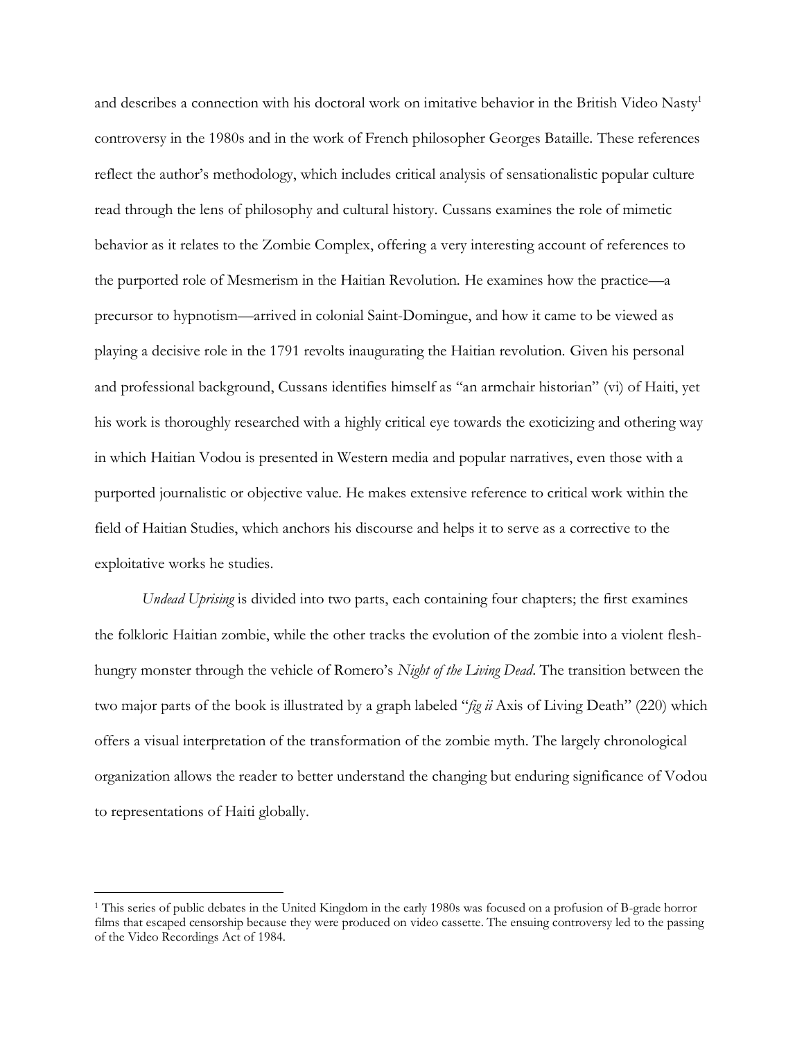and describes a connection with his doctoral work on imitative behavior in the British Video Nasty[1] controversy in the 1980s and in the work of French philosopher Georges Bataille. These references reflect the author's methodology, which includes critical analysis of sensationalistic popular culture read through the lens of philosophy and cultural history. Cussans examines the role of mimetic behavior as it relates to the Zombie Complex, offering a very interesting account of references to the purported role of Mesmerism in the Haitian Revolution. He examines how the practice—a precursor to hypnotism—arrived in colonial Saint-Domingue, and how it came to be viewed as playing a decisive role in the 1791 revolts inaugurating the Haitian revolution. Given his personal and professional background, Cussans identifies himself as "an armchair historian" (vi) of Haiti, yet his work is thoroughly researched with a highly critical eye towards the exoticizing and othering way in which Haitian Vodou is presented in Western media and popular narratives, even those with a purported journalistic or objective value. He makes extensive reference to critical work within the field of Haitian Studies, which anchors his discourse and helps it to serve as a corrective to the exploitative works he studies.

*Undead Uprising* is divided into two parts, each containing four chapters; the first examines the folkloric Haitian zombie, while the other tracks the evolution of the zombie into a violent flesh-hungry monster through the vehicle of Romero's *Night of the Living Dead*. The transition between the two major parts of the book is illustrated by a graph labeled "*fig ii* Axis of Living Death" (220) which offers a visual interpretation of the transformation of the zombie myth. The largely chronological organization allows the reader to better understand the changing but enduring significance of Vodou to representations of Haiti globally.

[1] This series of public debates in the United Kingdom in the early 1980s was focused on a profusion of B-grade horror films that escaped censorship because they were produced on video cassette. The ensuing controversy led to the passing of the Video Recordings Act of 1984.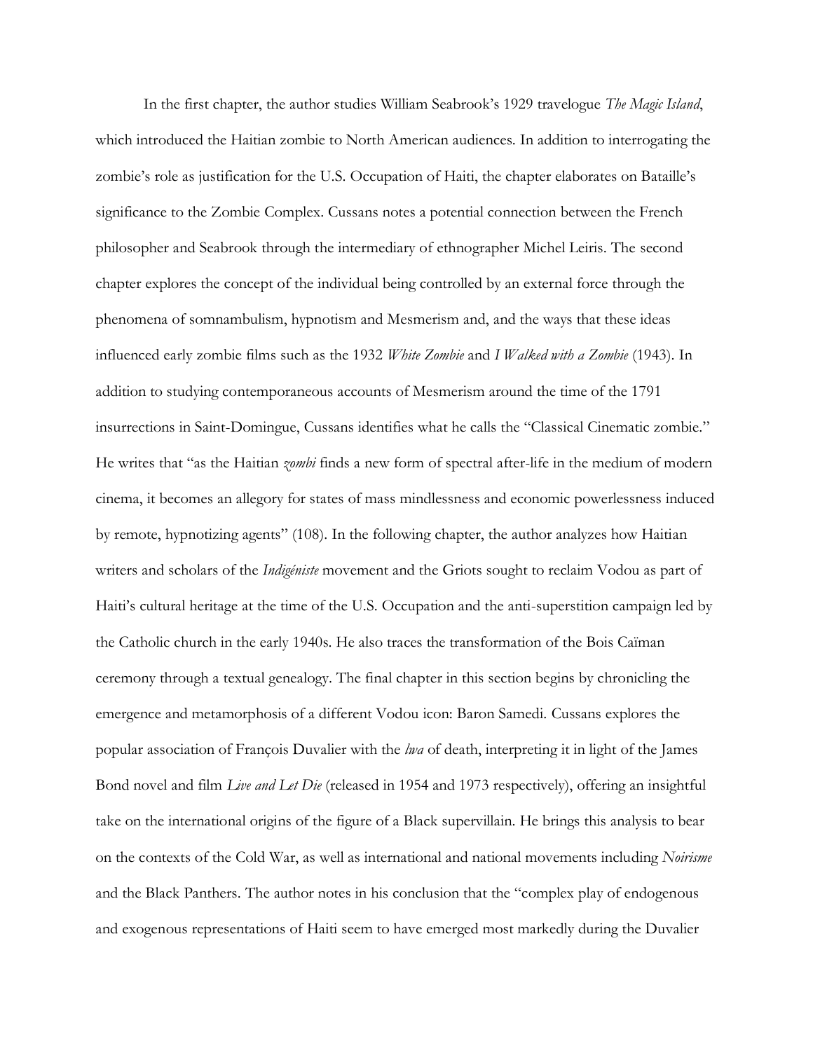In the first chapter, the author studies William Seabrook's 1929 travelogue *The Magic Island*, which introduced the Haitian zombie to North American audiences. In addition to interrogating the zombie's role as justification for the U.S. Occupation of Haiti, the chapter elaborates on Bataille's significance to the Zombie Complex. Cussans notes a potential connection between the French philosopher and Seabrook through the intermediary of ethnographer Michel Leiris. The second chapter explores the concept of the individual being controlled by an external force through the phenomena of somnambulism, hypnotism and Mesmerism and, and the ways that these ideas influenced early zombie films such as the 1932 *White Zombie* and *I Walked with a Zombie* (1943). In addition to studying contemporaneous accounts of Mesmerism around the time of the 1791 insurrections in Saint-Domingue, Cussans identifies what he calls the "Classical Cinematic zombie." He writes that "as the Haitian *zombi* finds a new form of spectral after-life in the medium of modern cinema, it becomes an allegory for states of mass mindlessness and economic powerlessness induced by remote, hypnotizing agents" (108). In the following chapter, the author analyzes how Haitian writers and scholars of the *Indigéniste* movement and the Griots sought to reclaim Vodou as part of Haiti's cultural heritage at the time of the U.S. Occupation and the anti-superstition campaign led by the Catholic church in the early 1940s. He also traces the transformation of the Bois Caïman ceremony through a textual genealogy. The final chapter in this section begins by chronicling the emergence and metamorphosis of a different Vodou icon: Baron Samedi. Cussans explores the popular association of François Duvalier with the *lwa* of death, interpreting it in light of the James Bond novel and film *Live and Let Die* (released in 1954 and 1973 respectively), offering an insightful take on the international origins of the figure of a Black supervillain. He brings this analysis to bear on the contexts of the Cold War, as well as international and national movements including *Noirisme* and the Black Panthers. The author notes in his conclusion that the "complex play of endogenous and exogenous representations of Haiti seem to have emerged most markedly during the Duvalier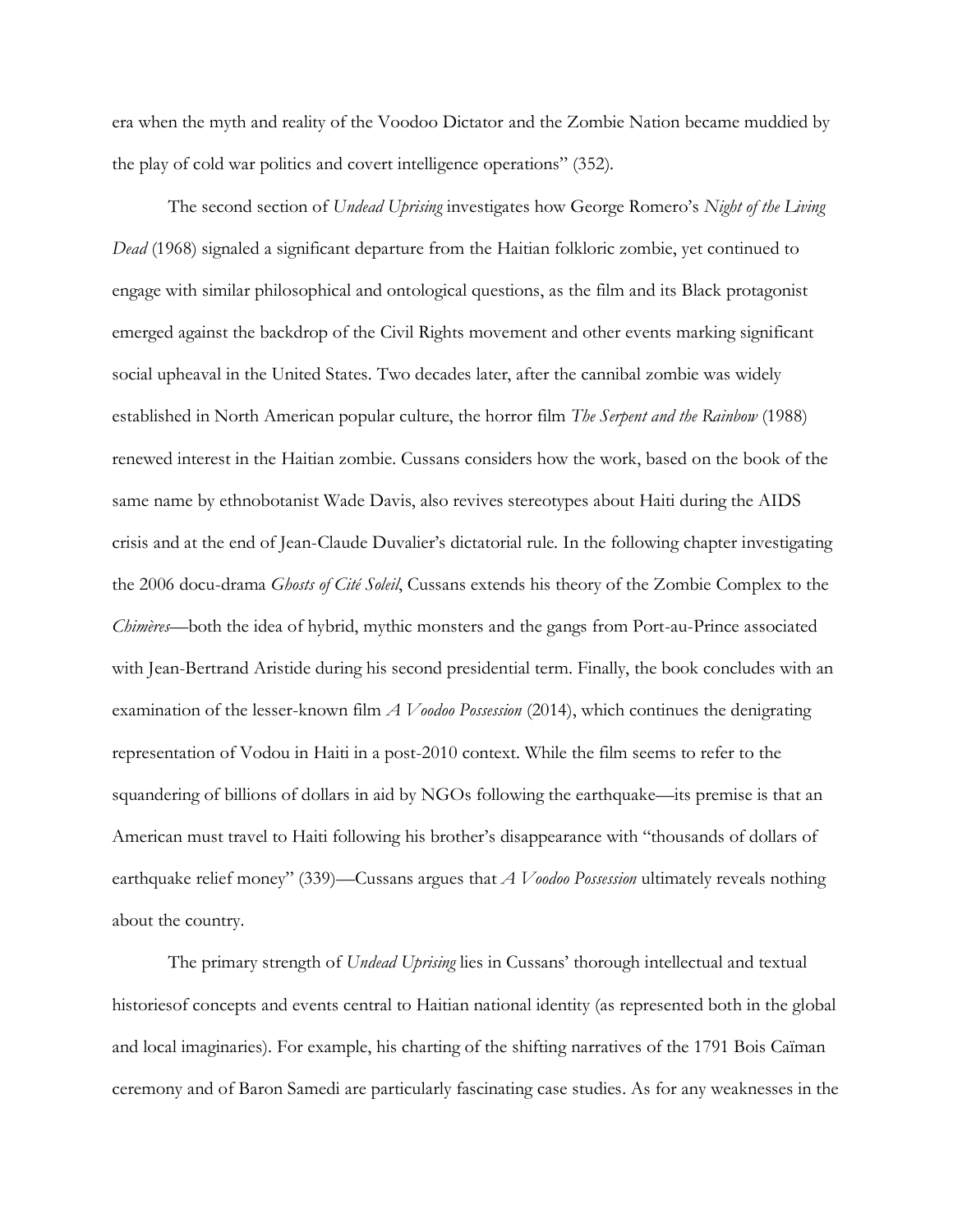era when the myth and reality of the Voodoo Dictator and the Zombie Nation became muddied by the play of cold war politics and covert intelligence operations" (352).

The second section of *Undead Uprising* investigates how George Romero's *Night of the Living Dead* (1968) signaled a significant departure from the Haitian folkloric zombie, yet continued to engage with similar philosophical and ontological questions, as the film and its Black protagonist emerged against the backdrop of the Civil Rights movement and other events marking significant social upheaval in the United States. Two decades later, after the cannibal zombie was widely established in North American popular culture, the horror film *The Serpent and the Rainbow* (1988) renewed interest in the Haitian zombie. Cussans considers how the work, based on the book of the same name by ethnobotanist Wade Davis, also revives stereotypes about Haiti during the AIDS crisis and at the end of Jean-Claude Duvalier's dictatorial rule. In the following chapter investigating the 2006 docu-drama *Ghosts of Cité Soleil*, Cussans extends his theory of the Zombie Complex to the *Chimères*—both the idea of hybrid, mythic monsters and the gangs from Port-au-Prince associated with Jean-Bertrand Aristide during his second presidential term. Finally, the book concludes with an examination of the lesser-known film *A Voodoo Possession* (2014), which continues the denigrating representation of Vodou in Haiti in a post-2010 context. While the film seems to refer to the squandering of billions of dollars in aid by NGOs following the earthquake—its premise is that an American must travel to Haiti following his brother's disappearance with "thousands of dollars of earthquake relief money" (339)—Cussans argues that *A Voodoo Possession* ultimately reveals nothing about the country.

The primary strength of *Undead Uprising* lies in Cussans' thorough intellectual and textual historiesof concepts and events central to Haitian national identity (as represented both in the global and local imaginaries). For example, his charting of the shifting narratives of the 1791 Bois Caïman ceremony and of Baron Samedi are particularly fascinating case studies. As for any weaknesses in the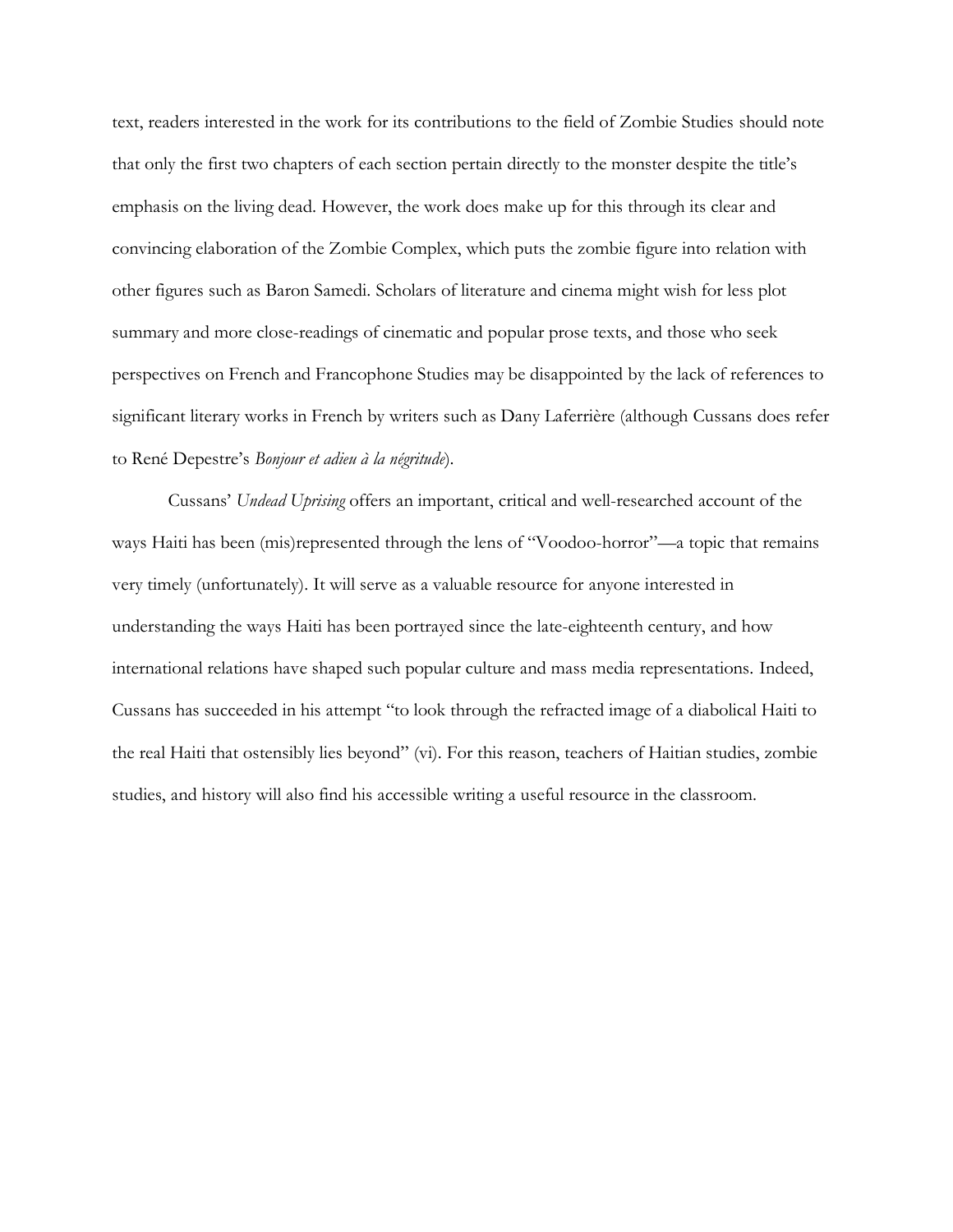text, readers interested in the work for its contributions to the field of Zombie Studies should note that only the first two chapters of each section pertain directly to the monster despite the title's emphasis on the living dead. However, the work does make up for this through its clear and convincing elaboration of the Zombie Complex, which puts the zombie figure into relation with other figures such as Baron Samedi. Scholars of literature and cinema might wish for less plot summary and more close-readings of cinematic and popular prose texts, and those who seek perspectives on French and Francophone Studies may be disappointed by the lack of references to significant literary works in French by writers such as Dany Laferrière (although Cussans does refer to René Depestre's *Bonjour et adieu à la négritude*).

Cussans' *Undead Uprising* offers an important, critical and well-researched account of the ways Haiti has been (mis)represented through the lens of "Voodoo-horror"—a topic that remains very timely (unfortunately). It will serve as a valuable resource for anyone interested in understanding the ways Haiti has been portrayed since the late-eighteenth century, and how international relations have shaped such popular culture and mass media representations. Indeed, Cussans has succeeded in his attempt "to look through the refracted image of a diabolical Haiti to the real Haiti that ostensibly lies beyond" (vi). For this reason, teachers of Haitian studies, zombie studies, and history will also find his accessible writing a useful resource in the classroom.